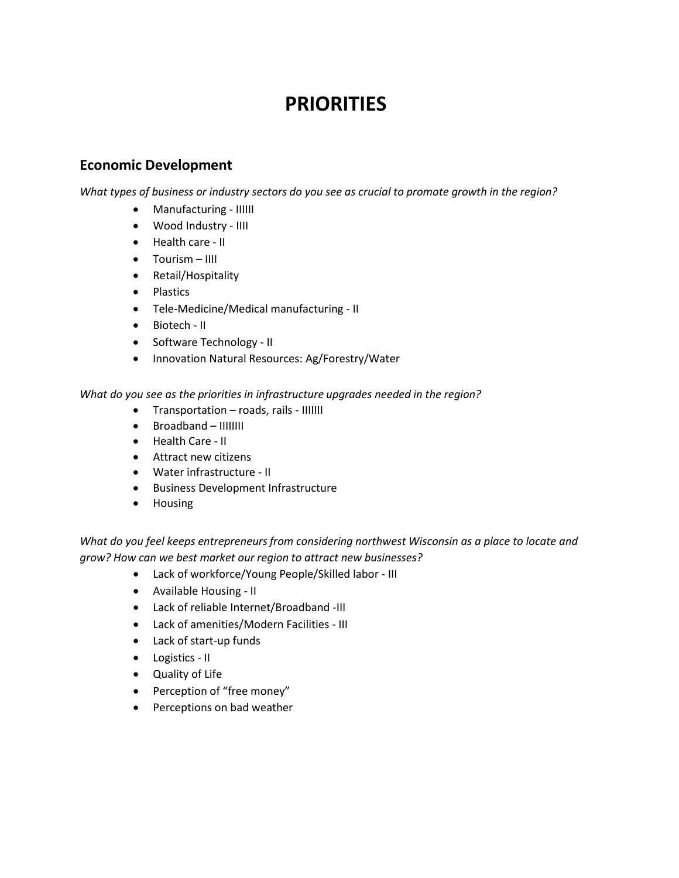# PRIORITIES

## Economic Development

*What types of business or industry sectors do you see as crucial to promote growth in the region?*

- Manufacturing - IIIIII
- Wood Industry - IIII
- Health care - II
- Tourism – IIII
- Retail/Hospitality
- Plastics
- Tele-Medicine/Medical manufacturing - II
- Biotech - II
- Software Technology - II
- Innovation Natural Resources: Ag/Forestry/Water

*What do you see as the priorities in infrastructure upgrades needed in the region?*

- Transportation – roads, rails - IIIIIII
- Broadband – IIIIIIII
- Health Care - II
- Attract new citizens
- Water infrastructure - II
- Business Development Infrastructure
- Housing

*What do you feel keeps entrepreneurs from considering northwest Wisconsin as a place to locate and grow? How can we best market our region to attract new businesses?*

- Lack of workforce/Young People/Skilled labor - III
- Available Housing - II
- Lack of reliable Internet/Broadband -III
- Lack of amenities/Modern Facilities - III
- Lack of start-up funds
- Logistics - II
- Quality of Life
- Perception of "free money"
- Perceptions on bad weather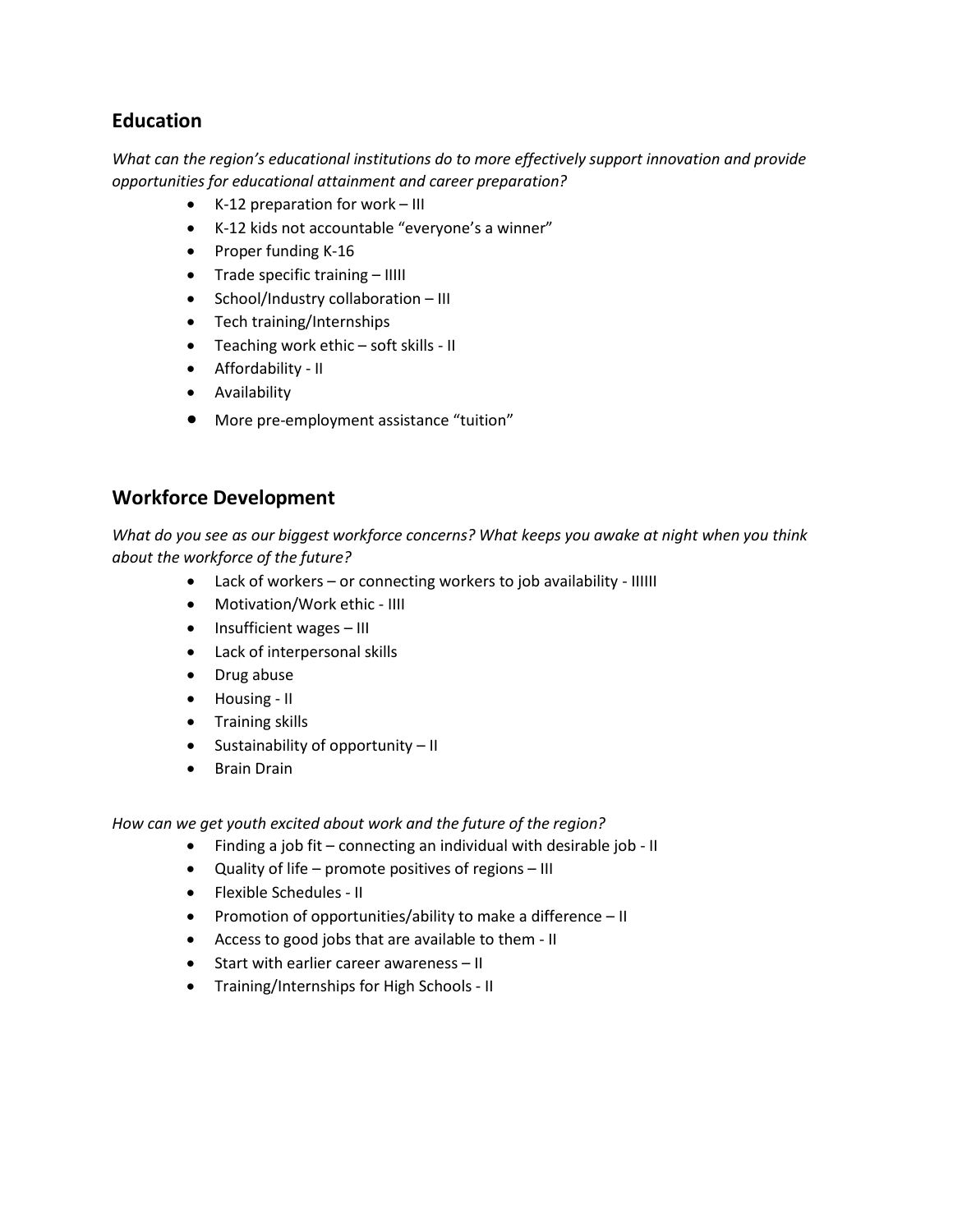## Education

*What can the region's educational institutions do to more effectively support innovation and provide opportunities for educational attainment and career preparation?*

- K-12 preparation for work – III
- K-12 kids not accountable "everyone's a winner"
- Proper funding K-16
- Trade specific training – IIIII
- School/Industry collaboration – III
- Tech training/Internships
- Teaching work ethic – soft skills - II
- Affordability - II
- Availability
- More pre-employment assistance "tuition"

## Workforce Development

*What do you see as our biggest workforce concerns? What keeps you awake at night when you think about the workforce of the future?*

- Lack of workers – or connecting workers to job availability - IIIIII
- Motivation/Work ethic - IIII
- Insufficient wages – III
- Lack of interpersonal skills
- Drug abuse
- Housing - II
- Training skills
- Sustainability of opportunity – II
- Brain Drain

*How can we get youth excited about work and the future of the region?*

- Finding a job fit – connecting an individual with desirable job - II
- Quality of life – promote positives of regions – III
- Flexible Schedules - II
- Promotion of opportunities/ability to make a difference – II
- Access to good jobs that are available to them - II
- Start with earlier career awareness – II
- Training/Internships for High Schools - II